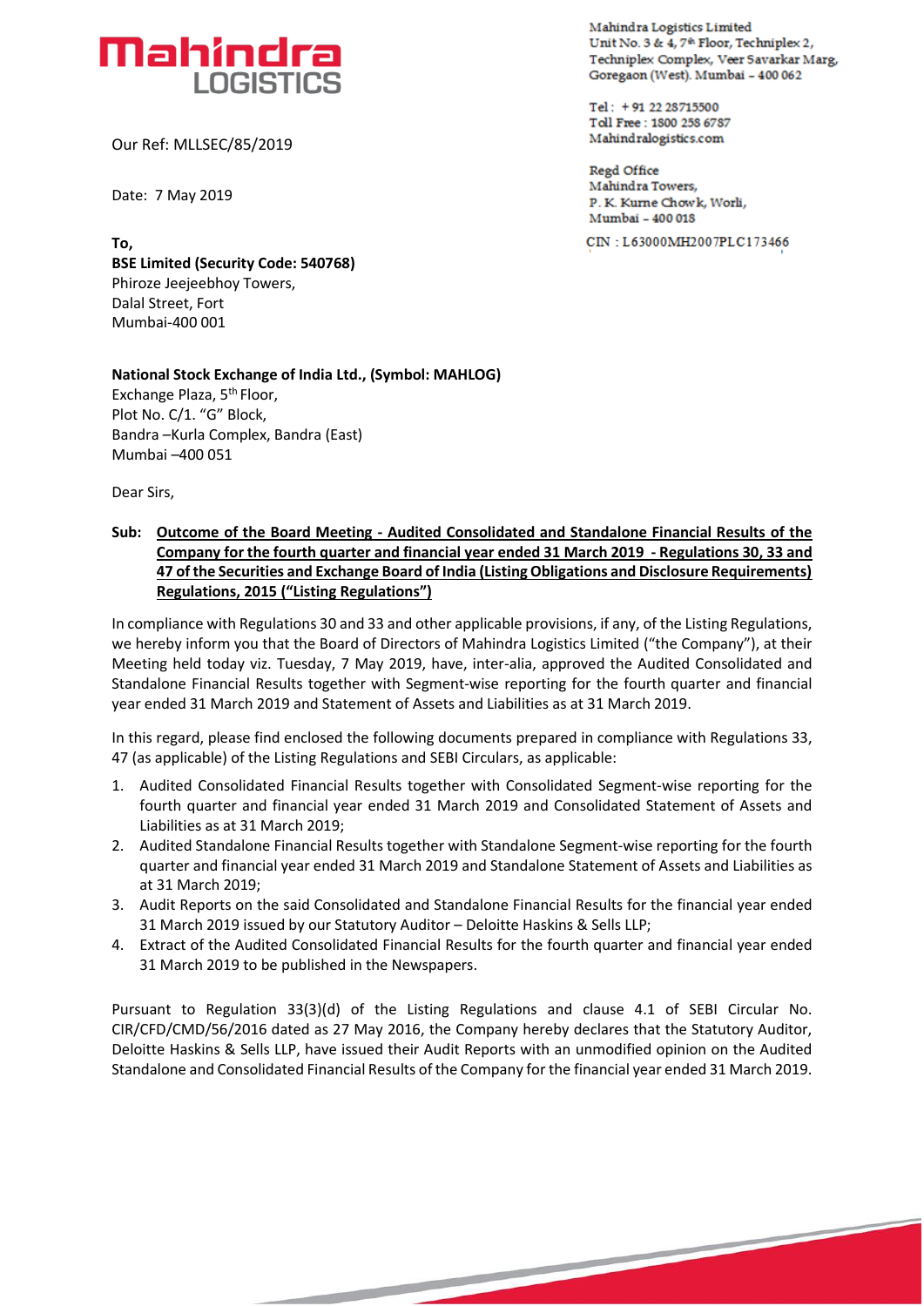Mahindra LOGISTICS

Mahindra Logistics Limited
Unit No. 3 & 4, 7th Floor, Techniplex 2,
Techniplex Complex, Veer Savarkar Marg,
Goregaon (West). Mumbai – 400 062

Tel : + 91 22 28715500
Toll Free : 1800 258 6787
Mahindralogistics.com

Regd Office
Mahindra Towers,
P. K. Kurne Chowk, Worli,
Mumbai – 400 018

CIN : L63000MH2007PLC173466

Our Ref: MLLSEC/85/2019

Date: 7 May 2019

**To,**
**BSE Limited (Security Code: 540768)**
Phiroze Jeejeebhoy Towers,
Dalal Street, Fort
Mumbai-400 001

**National Stock Exchange of India Ltd., (Symbol: MAHLOG)**
Exchange Plaza, 5th Floor,
Plot No. C/1. "G" Block,
Bandra –Kurla Complex, Bandra (East)
Mumbai –400 051

Dear Sirs,

**Sub: Outcome of the Board Meeting - Audited Consolidated and Standalone Financial Results of the Company for the fourth quarter and financial year ended 31 March 2019 - Regulations 30, 33 and 47 of the Securities and Exchange Board of India (Listing Obligations and Disclosure Requirements) Regulations, 2015 ("Listing Regulations")**

In compliance with Regulations 30 and 33 and other applicable provisions, if any, of the Listing Regulations, we hereby inform you that the Board of Directors of Mahindra Logistics Limited ("the Company"), at their Meeting held today viz. Tuesday, 7 May 2019, have, inter-alia, approved the Audited Consolidated and Standalone Financial Results together with Segment-wise reporting for the fourth quarter and financial year ended 31 March 2019 and Statement of Assets and Liabilities as at 31 March 2019.

In this regard, please find enclosed the following documents prepared in compliance with Regulations 33, 47 (as applicable) of the Listing Regulations and SEBI Circulars, as applicable:

1. Audited Consolidated Financial Results together with Consolidated Segment-wise reporting for the fourth quarter and financial year ended 31 March 2019 and Consolidated Statement of Assets and Liabilities as at 31 March 2019;
2. Audited Standalone Financial Results together with Standalone Segment-wise reporting for the fourth quarter and financial year ended 31 March 2019 and Standalone Statement of Assets and Liabilities as at 31 March 2019;
3. Audit Reports on the said Consolidated and Standalone Financial Results for the financial year ended 31 March 2019 issued by our Statutory Auditor – Deloitte Haskins & Sells LLP;
4. Extract of the Audited Consolidated Financial Results for the fourth quarter and financial year ended 31 March 2019 to be published in the Newspapers.

Pursuant to Regulation 33(3)(d) of the Listing Regulations and clause 4.1 of SEBI Circular No. CIR/CFD/CMD/56/2016 dated as 27 May 2016, the Company hereby declares that the Statutory Auditor, Deloitte Haskins & Sells LLP, have issued their Audit Reports with an unmodified opinion on the Audited Standalone and Consolidated Financial Results of the Company for the financial year ended 31 March 2019.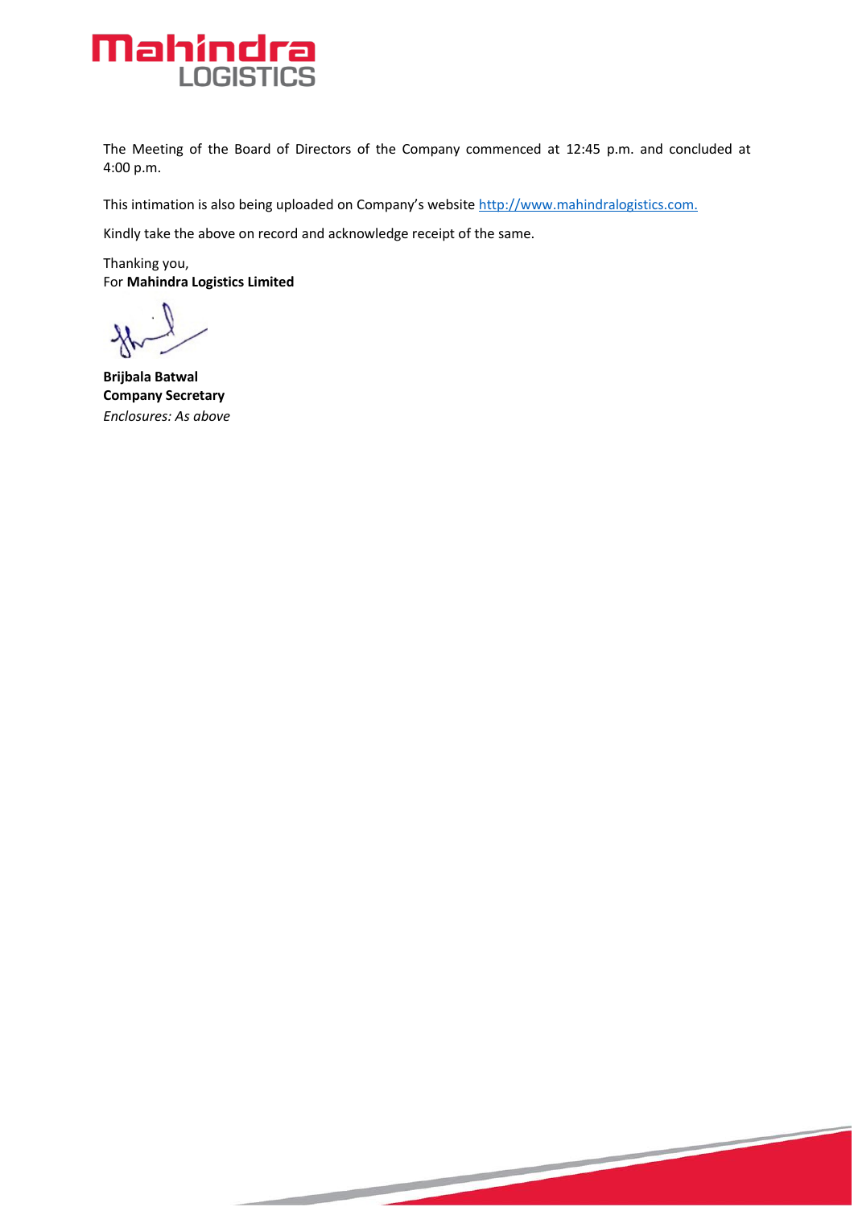The Meeting of the Board of Directors of the Company commenced at 12:45 p.m. and concluded at 4:00 p.m.

This intimation is also being uploaded on Company's website http://www.mahindralogistics.com.

Kindly take the above on record and acknowledge receipt of the same.

Thanking you,
For **Mahindra Logistics Limited**

**Brijbala Batwal**
**Company Secretary**
*Enclosures: As above*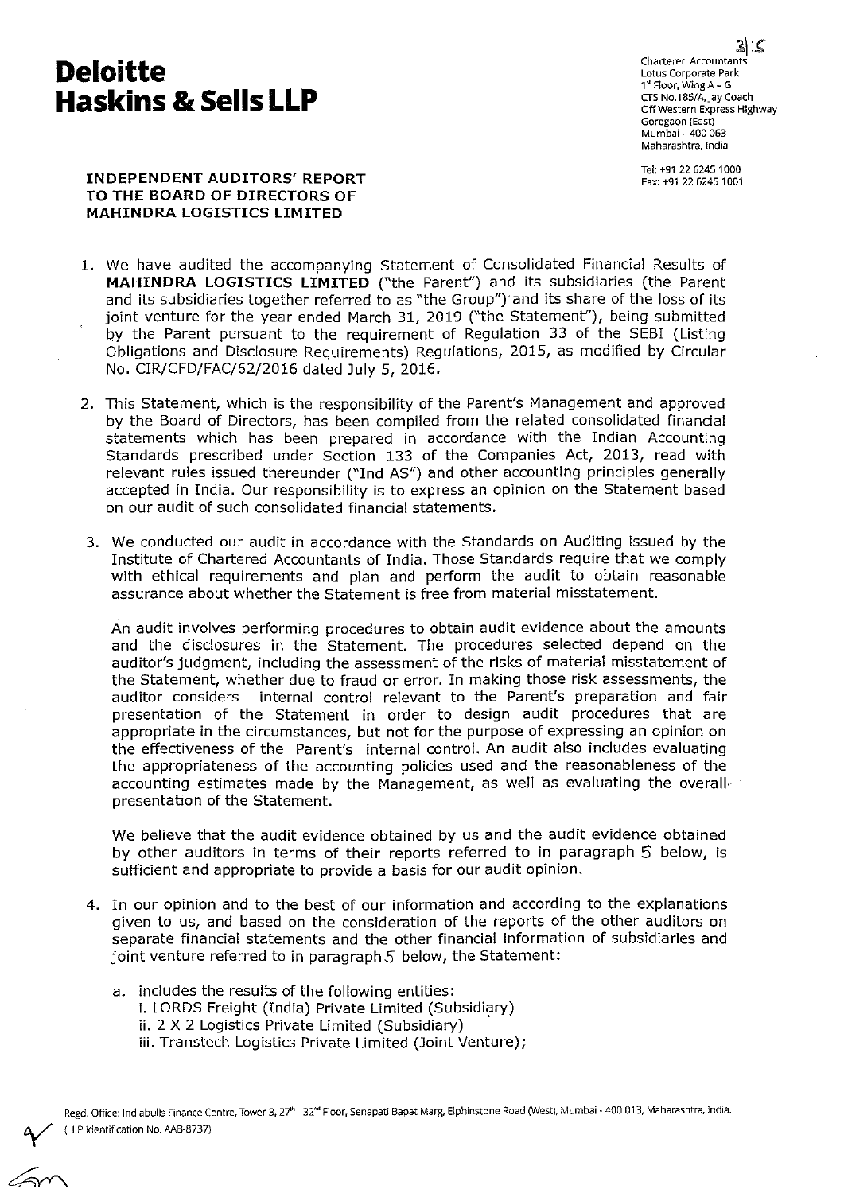# Deloitte Haskins & Sells LLP

Chartered Accountants
Lotus Corporate Park
1st Floor, Wing A – G
CTS No.185/A, Jay Coach
Off Western Express Highway
Goregaon (East)
Mumbai – 400 063
Maharashtra, India

Tel: +91 22 6245 1000
Fax: +91 22 6245 1001

**INDEPENDENT AUDITORS' REPORT TO THE BOARD OF DIRECTORS OF MAHINDRA LOGISTICS LIMITED**

1. We have audited the accompanying Statement of Consolidated Financial Results of **MAHINDRA LOGISTICS LIMITED** ("the Parent") and its subsidiaries (the Parent and its subsidiaries together referred to as "the Group") and its share of the loss of its joint venture for the year ended March 31, 2019 ("the Statement"), being submitted by the Parent pursuant to the requirement of Regulation 33 of the SEBI (Listing Obligations and Disclosure Requirements) Regulations, 2015, as modified by Circular No. CIR/CFD/FAC/62/2016 dated July 5, 2016.

2. This Statement, which is the responsibility of the Parent's Management and approved by the Board of Directors, has been compiled from the related consolidated financial statements which has been prepared in accordance with the Indian Accounting Standards prescribed under Section 133 of the Companies Act, 2013, read with relevant rules issued thereunder ("Ind AS") and other accounting principles generally accepted in India. Our responsibility is to express an opinion on the Statement based on our audit of such consolidated financial statements.

3. We conducted our audit in accordance with the Standards on Auditing issued by the Institute of Chartered Accountants of India. Those Standards require that we comply with ethical requirements and plan and perform the audit to obtain reasonable assurance about whether the Statement is free from material misstatement.

   An audit involves performing procedures to obtain audit evidence about the amounts and the disclosures in the Statement. The procedures selected depend on the auditor's judgment, including the assessment of the risks of material misstatement of the Statement, whether due to fraud or error. In making those risk assessments, the auditor considers internal control relevant to the Parent's preparation and fair presentation of the Statement in order to design audit procedures that are appropriate in the circumstances, but not for the purpose of expressing an opinion on the effectiveness of the Parent's internal control. An audit also includes evaluating the appropriateness of the accounting policies used and the reasonableness of the accounting estimates made by the Management, as well as evaluating the overall presentation of the Statement.

   We believe that the audit evidence obtained by us and the audit evidence obtained by other auditors in terms of their reports referred to in paragraph 5 below, is sufficient and appropriate to provide a basis for our audit opinion.

4. In our opinion and to the best of our information and according to the explanations given to us, and based on the consideration of the reports of the other auditors on separate financial statements and the other financial information of subsidiaries and joint venture referred to in paragraph 5 below, the Statement:

   a. includes the results of the following entities:
      i. LORDS Freight (India) Private Limited (Subsidiary)
      ii. 2 X 2 Logistics Private Limited (Subsidiary)
      iii. Transtech Logistics Private Limited (Joint Venture);

Regd. Office: Indiabulls Finance Centre, Tower 3, 27th - 32nd Floor, Senapati Bapat Marg, Elphinstone Road (West), Mumbai - 400 013, Maharashtra, India.
(LLP Identification No. AAB-8737)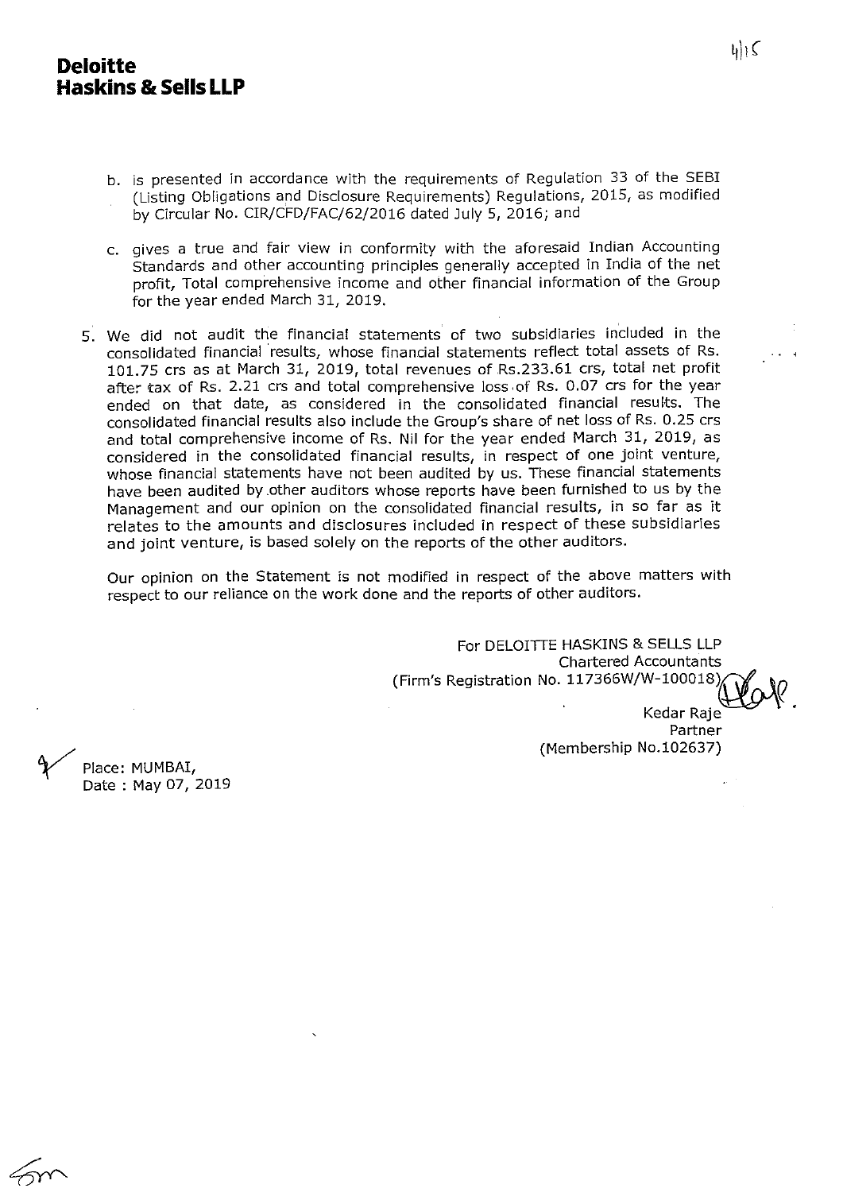**Deloitte**
**Haskins & Sells LLP**

b. is presented in accordance with the requirements of Regulation 33 of the SEBI (Listing Obligations and Disclosure Requirements) Regulations, 2015, as modified by Circular No. CIR/CFD/FAC/62/2016 dated July 5, 2016; and

c. gives a true and fair view in conformity with the aforesaid Indian Accounting Standards and other accounting principles generally accepted in India of the net profit, Total comprehensive income and other financial information of the Group for the year ended March 31, 2019.

5. We did not audit the financial statements of two subsidiaries included in the consolidated financial results, whose financial statements reflect total assets of Rs. 101.75 crs as at March 31, 2019, total revenues of Rs.233.61 crs, total net profit after tax of Rs. 2.21 crs and total comprehensive loss of Rs. 0.07 crs for the year ended on that date, as considered in the consolidated financial results. The consolidated financial results also include the Group's share of net loss of Rs. 0.25 crs and total comprehensive income of Rs. Nil for the year ended March 31, 2019, as considered in the consolidated financial results, in respect of one joint venture, whose financial statements have not been audited by us. These financial statements have been audited by other auditors whose reports have been furnished to us by the Management and our opinion on the consolidated financial results, in so far as it relates to the amounts and disclosures included in respect of these subsidiaries and joint venture, is based solely on the reports of the other auditors.

Our opinion on the Statement is not modified in respect of the above matters with respect to our reliance on the work done and the reports of other auditors.

For DELOITTE HASKINS & SELLS LLP
Chartered Accountants
(Firm's Registration No. 117366W/W-100018)

Kedar Raje
Partner
(Membership No.102637)

Place: MUMBAI,
Date : May 07, 2019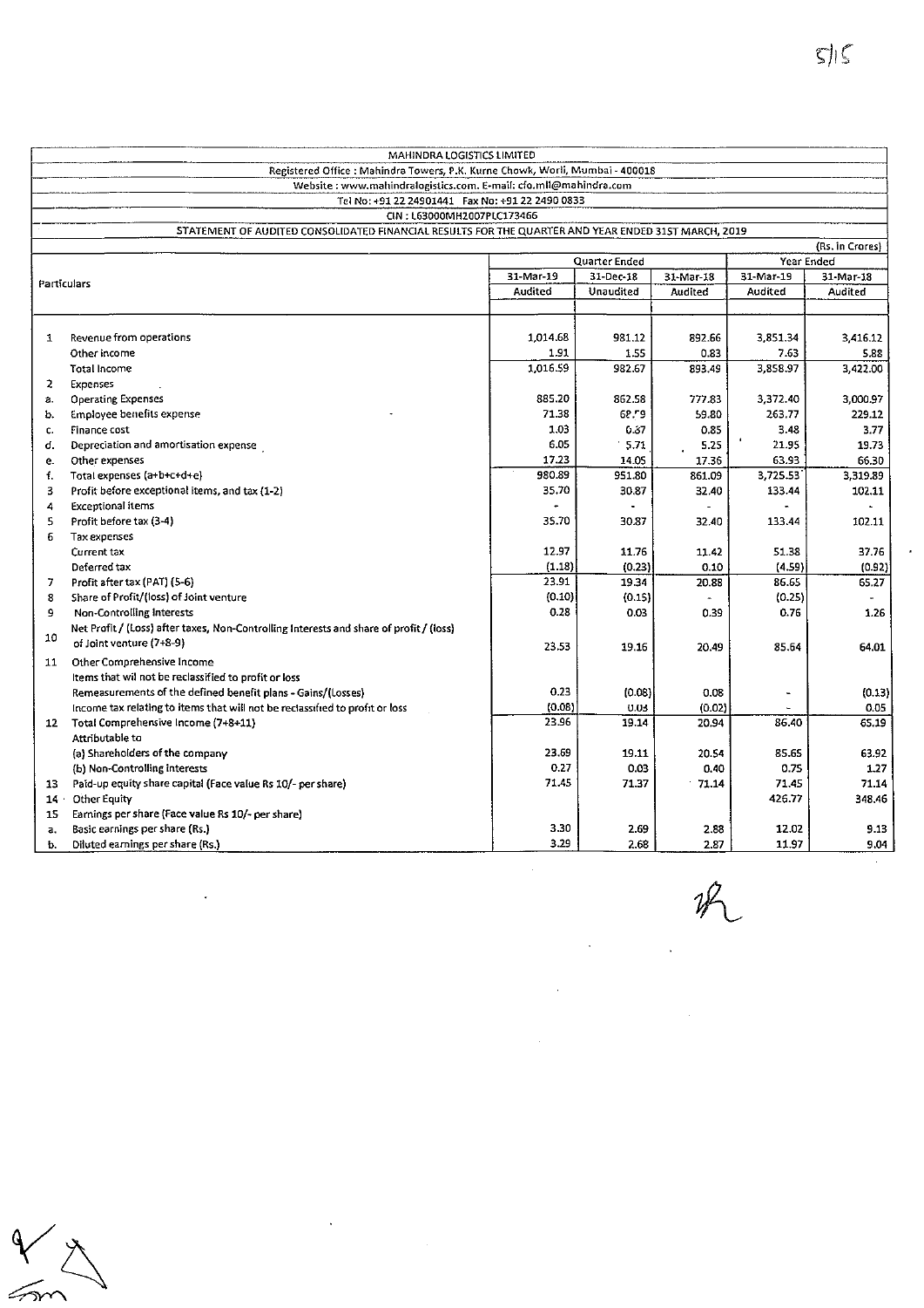MAHINDRA LOGISTICS LIMITED

Registered Office : Mahindra Towers, P.K. Kurne Chowk, Worli, Mumbai - 400018

Website : www.mahindralogistics.com. E-mail: cfo.mll@mahindra.com

Tel No: +91 22 24901441 Fax No: +91 22 2490 0833

CIN : L63000MH2007PLC173466

STATEMENT OF AUDITED CONSOLIDATED FINANCIAL RESULTS FOR THE QUARTER AND YEAR ENDED 31ST MARCH, 2019

(Rs. In Crores)

| | Particulars | Quarter Ended | | | Year Ended | |
|---|---|---|---|---|---|---|
| | | 31-Mar-19 | 31-Dec-18 | 31-Mar-18 | 31-Mar-19 | 31-Mar-18 |
| | | Audited | Unaudited | Audited | Audited | Audited |
| 1 | Revenue from operations | 1,014.68 | 981.12 | 892.66 | 3,851.34 | 3,416.12 |
| | Other income | 1.91 | 1.55 | 0.83 | 7.63 | 5.88 |
| | Total Income | 1,016.59 | 982.67 | 893.49 | 3,858.97 | 3,422.00 |
| 2 | Expenses | | | | | |
| a. | Operating Expenses | 885.20 | 862.58 | 777.83 | 3,372.40 | 3,000.97 |
| b. | Employee benefits expense | 71.38 | 68.59 | 59.80 | 263.77 | 229.12 |
| c. | Finance cost | 1.03 | 0.87 | 0.85 | 3.48 | 3.77 |
| d. | Depreciation and amortisation expense | 6.05 | 5.71 | 5.25 | 21.95 | 19.73 |
| e. | Other expenses | 17.23 | 14.05 | 17.36 | 63.93 | 66.30 |
| f. | Total expenses (a+b+c+d+e) | 980.89 | 951.80 | 861.09 | 3,725.53 | 3,319.89 |
| 3 | Profit before exceptional items, and tax (1-2) | 35.70 | 30.87 | 32.40 | 133.44 | 102.11 |
| 4 | Exceptional items | - | - | - | - | - |
| 5 | Profit before tax (3-4) | 35.70 | 30.87 | 32.40 | 133.44 | 102.11 |
| 6 | Tax expenses | | | | | |
| | Current tax | 12.97 | 11.76 | 11.42 | 51.38 | 37.76 |
| | Deferred tax | (1.18) | (0.23) | 0.10 | (4.59) | (0.92) |
| 7 | Profit after tax (PAT) (5-6) | 23.91 | 19.34 | 20.88 | 86.65 | 65.27 |
| 8 | Share of Profit/(loss) of Joint venture | (0.10) | (0.15) | - | (0.25) | - |
| 9 | Non-Controlling Interests | 0.28 | 0.03 | 0.39 | 0.76 | 1.26 |
| 10 | Net Profit / (Loss) after taxes, Non-Controlling Interests and share of profit / (loss) of Joint venture (7+8-9) | 23.53 | 19.16 | 20.49 | 85.64 | 64.01 |
| 11 | Other Comprehensive Income | | | | | |
| | Items that wil not be reclassified to profit or loss | | | | | |
| | Remeasurements of the defined benefit plans - Gains/(Losses) | 0.23 | (0.08) | 0.08 | - | (0.13) |
| | Income tax relating to items that will not be reclassified to profit or loss | (0.08) | 0.03 | (0.02) | - | 0.05 |
| 12 | Total Comprehensive Income (7+8+11) | 23.96 | 19.14 | 20.94 | 86.40 | 65.19 |
| | Attributable to | | | | | |
| | (a) Shareholders of the company | 23.69 | 19.11 | 20.54 | 85.65 | 63.92 |
| | (b) Non-Controlling Interests | 0.27 | 0.03 | 0.40 | 0.75 | 1.27 |
| 13 | Paid-up equity share capital (Face value Rs 10/- per share) | 71.45 | 71.37 | 71.14 | 71.45 | 71.14 |
| 14 | Other Equity | | | | 426.77 | 348.46 |
| 15 | Earnings per share (Face value Rs 10/- per share) | | | | | |
| a. | Basic earnings per share (Rs.) | 3.30 | 2.69 | 2.88 | 12.02 | 9.13 |
| b. | Diluted earnings per share (Rs.) | 3.29 | 2.68 | 2.87 | 11.97 | 9.04 |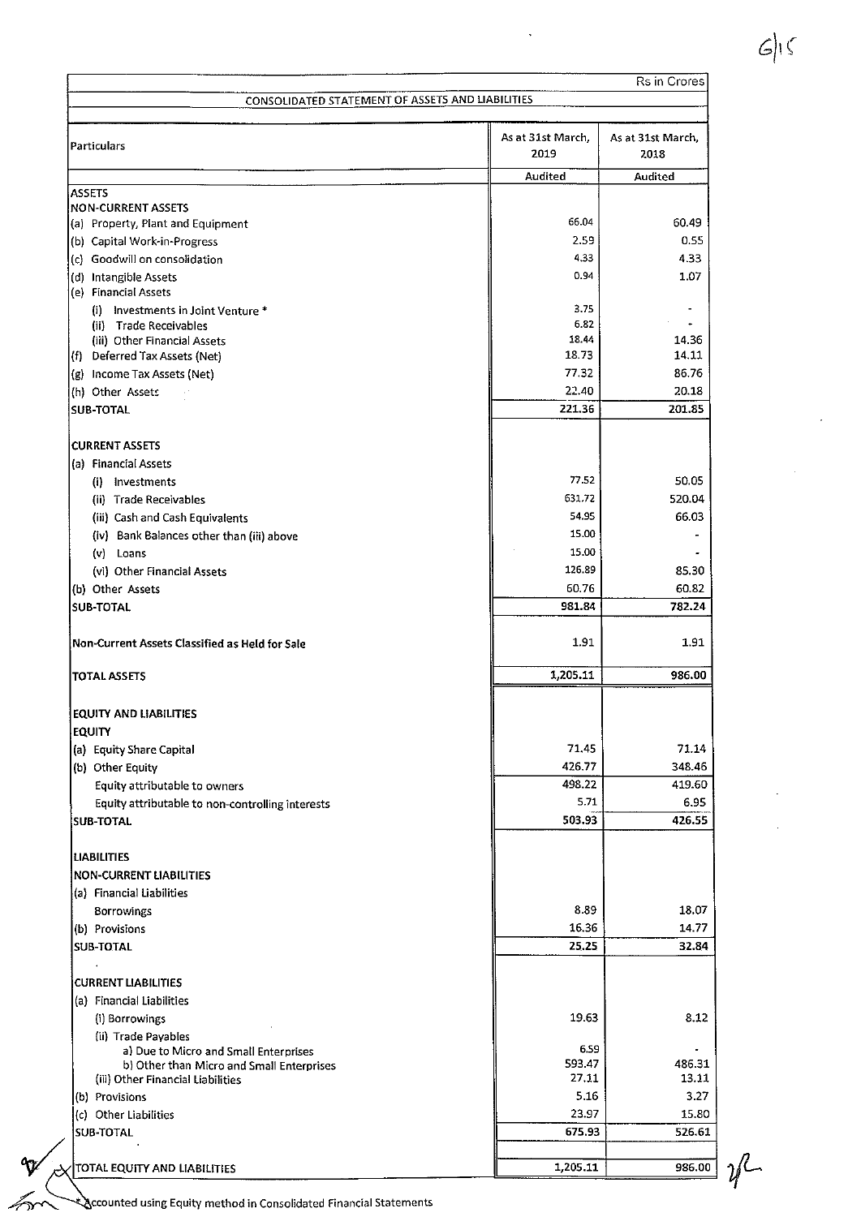Rs in Crores

## CONSOLIDATED STATEMENT OF ASSETS AND LIABILITIES

| Particulars | As at 31st March, 2019 | As at 31st March, 2018 |
|---|---|---|
| | Audited | Audited |
| **ASSETS** | | |
| **NON-CURRENT ASSETS** | | |
| (a) Property, Plant and Equipment | 66.04 | 60.49 |
| (b) Capital Work-in-Progress | 2.59 | 0.55 |
| (c) Goodwill on consolidation | 4.33 | 4.33 |
| (d) Intangible Assets | 0.94 | 1.07 |
| (e) Financial Assets | | |
| (i) Investments in Joint Venture * | 3.75 | - |
| (ii) Trade Receivables | 6.82 | - |
| (iii) Other Financial Assets | 18.44 | 14.36 |
| (f) Deferred Tax Assets (Net) | 18.73 | 14.11 |
| (g) Income Tax Assets (Net) | 77.32 | 86.76 |
| (h) Other Assets | 22.40 | 20.18 |
| **SUB-TOTAL** | 221.36 | 201.85 |
| **CURRENT ASSETS** | | |
| (a) Financial Assets | | |
| (i) Investments | 77.52 | 50.05 |
| (ii) Trade Receivables | 631.72 | 520.04 |
| (iii) Cash and Cash Equivalents | 54.95 | 66.03 |
| (iv) Bank Balances other than (iii) above | 15.00 | - |
| (v) Loans | 15.00 | - |
| (vi) Other Financial Assets | 126.89 | 85.30 |
| (b) Other Assets | 60.76 | 60.82 |
| **SUB-TOTAL** | 981.84 | 782.24 |
| **Non-Current Assets Classified as Held for Sale** | 1.91 | 1.91 |
| **TOTAL ASSETS** | 1,205.11 | 986.00 |
| **EQUITY AND LIABILITIES** | | |
| **EQUITY** | | |
| (a) Equity Share Capital | 71.45 | 71.14 |
| (b) Other Equity | 426.77 | 348.46 |
| Equity attributable to owners | 498.22 | 419.60 |
| Equity attributable to non-controlling interests | 5.71 | 6.95 |
| **SUB-TOTAL** | 503.93 | 426.55 |
| **LIABILITIES** | | |
| **NON-CURRENT LIABILITIES** | | |
| (a) Financial Liabilities | | |
| Borrowings | 8.89 | 18.07 |
| (b) Provisions | 16.36 | 14.77 |
| **SUB-TOTAL** | 25.25 | 32.84 |
| **CURRENT LIABILITIES** | | |
| (a) Financial Liabilities | | |
| (i) Borrowings | 19.63 | 8.12 |
| (ii) Trade Payables | | |
| a) Due to Micro and Small Enterprises | 6.59 | - |
| b) Other than Micro and Small Enterprises | 593.47 | 486.31 |
| (iii) Other Financial Liabilities | 27.11 | 13.11 |
| (b) Provisions | 5.16 | 3.27 |
| (c) Other Liabilities | 23.97 | 15.80 |
| **SUB-TOTAL** | 675.93 | 526.61 |
| **TOTAL EQUITY AND LIABILITIES** | 1,205.11 | 986.00 |

* Accounted using Equity method in Consolidated Financial Statements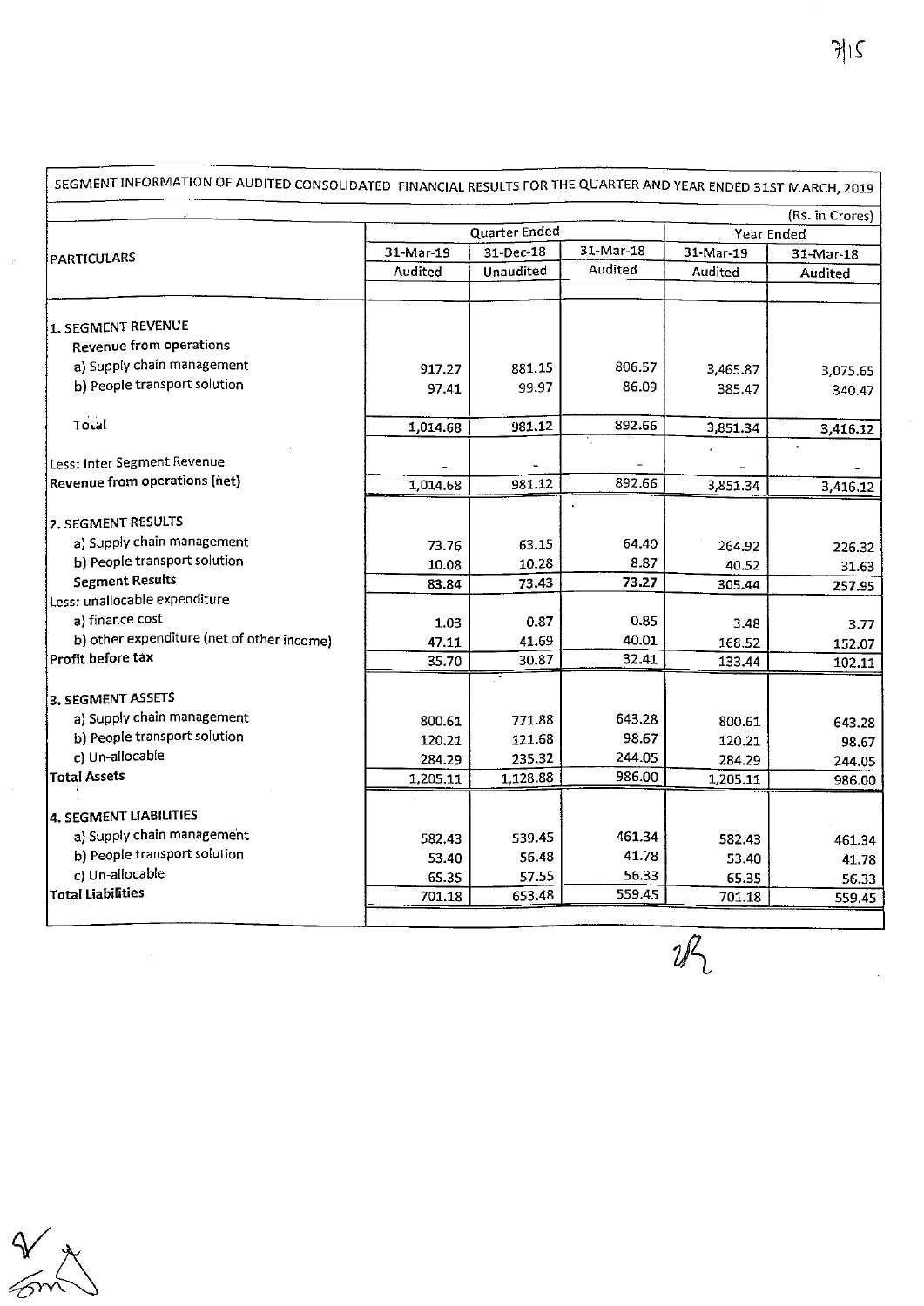SEGMENT INFORMATION OF AUDITED CONSOLIDATED FINANCIAL RESULTS FOR THE QUARTER AND YEAR ENDED 31ST MARCH, 2019

(Rs. in Crores)

| PARTICULARS | Quarter Ended | | | Year Ended | |
|---|---|---|---|---|---|
| | 31-Mar-19 | 31-Dec-18 | 31-Mar-18 | 31-Mar-19 | 31-Mar-18 |
| | Audited | Unaudited | Audited | Audited | Audited |
| **1. SEGMENT REVENUE** | | | | | |
| Revenue from operations | | | | | |
| a) Supply chain management | 917.27 | 881.15 | 806.57 | 3,465.87 | 3,075.65 |
| b) People transport solution | 97.41 | 99.97 | 86.09 | 385.47 | 340.47 |
| Total | 1,014.68 | 981.12 | 892.66 | 3,851.34 | 3,416.12 |
| Less: Inter Segment Revenue | - | - | - | - | - |
| **Revenue from operations (net)** | 1,014.68 | 981.12 | 892.66 | 3,851.34 | 3,416.12 |
| **2. SEGMENT RESULTS** | | | | | |
| a) Supply chain management | 73.76 | 63.15 | 64.40 | 264.92 | 226.32 |
| b) People transport solution | 10.08 | 10.28 | 8.87 | 40.52 | 31.63 |
| **Segment Results** | 83.84 | 73.43 | 73.27 | 305.44 | 257.95 |
| Less: unallocable expenditure | | | | | |
| a) finance cost | 1.03 | 0.87 | 0.85 | 3.48 | 3.77 |
| b) other expenditure (net of other income) | 47.11 | 41.69 | 40.01 | 168.52 | 152.07 |
| **Profit before tax** | 35.70 | 30.87 | 32.41 | 133.44 | 102.11 |
| **3. SEGMENT ASSETS** | | | | | |
| a) Supply chain management | 800.61 | 771.88 | 643.28 | 800.61 | 643.28 |
| b) People transport solution | 120.21 | 121.68 | 98.67 | 120.21 | 98.67 |
| c) Un-allocable | 284.29 | 235.32 | 244.05 | 284.29 | 244.05 |
| **Total Assets** | 1,205.11 | 1,128.88 | 986.00 | 1,205.11 | 986.00 |
| **4. SEGMENT LIABILITIES** | | | | | |
| a) Supply chain management | 582.43 | 539.45 | 461.34 | 582.43 | 461.34 |
| b) People transport solution | 53.40 | 56.48 | 41.78 | 53.40 | 41.78 |
| c) Un-allocable | 65.35 | 57.55 | 56.33 | 65.35 | 56.33 |
| **Total Liabilities** | 701.18 | 653.48 | 559.45 | 701.18 | 559.45 |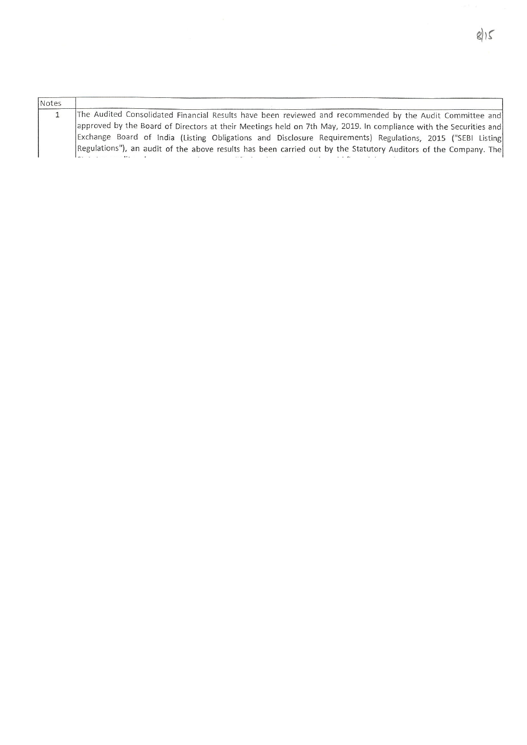| Notes | |
|---|---|
| 1 | The Audited Consolidated Financial Results have been reviewed and recommended by the Audit Committee and approved by the Board of Directors at their Meetings held on 7th May, 2019. In compliance with the Securities and Exchange Board of India (Listing Obligations and Disclosure Requirements) Regulations, 2015 ("SEBI Listing Regulations"), an audit of the above results has been carried out by the Statutory Auditors of the Company. The |